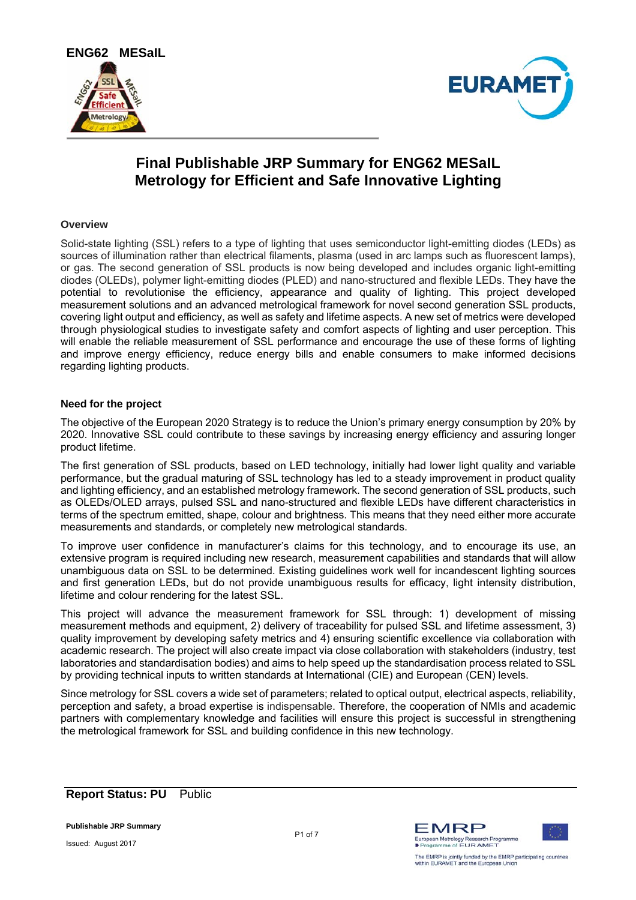ENG62 MESaIL

# Final Publishable JRP Summary for ENG62 MESaIL
# Metrology for Efficient and Safe Innovative Lighting

## Overview

Solid-state lighting (SSL) refers to a type of lighting that uses semiconductor light-emitting diodes (LEDs) as sources of illumination rather than electrical filaments, plasma (used in arc lamps such as fluorescent lamps), or gas. The second generation of SSL products is now being developed and includes organic light-emitting diodes (OLEDs), polymer light-emitting diodes (PLED) and nano-structured and flexible LEDs. They have the potential to revolutionise the efficiency, appearance and quality of lighting. This project developed measurement solutions and an advanced metrological framework for novel second generation SSL products, covering light output and efficiency, as well as safety and lifetime aspects. A new set of metrics were developed through physiological studies to investigate safety and comfort aspects of lighting and user perception. This will enable the reliable measurement of SSL performance and encourage the use of these forms of lighting and improve energy efficiency, reduce energy bills and enable consumers to make informed decisions regarding lighting products.

## Need for the project

The objective of the European 2020 Strategy is to reduce the Union's primary energy consumption by 20% by 2020. Innovative SSL could contribute to these savings by increasing energy efficiency and assuring longer product lifetime.

The first generation of SSL products, based on LED technology, initially had lower light quality and variable performance, but the gradual maturing of SSL technology has led to a steady improvement in product quality and lighting efficiency, and an established metrology framework. The second generation of SSL products, such as OLEDs/OLED arrays, pulsed SSL and nano-structured and flexible LEDs have different characteristics in terms of the spectrum emitted, shape, colour and brightness. This means that they need either more accurate measurements and standards, or completely new metrological standards.

To improve user confidence in manufacturer's claims for this technology, and to encourage its use, an extensive program is required including new research, measurement capabilities and standards that will allow unambiguous data on SSL to be determined. Existing guidelines work well for incandescent lighting sources and first generation LEDs, but do not provide unambiguous results for efficacy, light intensity distribution, lifetime and colour rendering for the latest SSL.

This project will advance the measurement framework for SSL through: 1) development of missing measurement methods and equipment, 2) delivery of traceability for pulsed SSL and lifetime assessment, 3) quality improvement by developing safety metrics and 4) ensuring scientific excellence via collaboration with academic research. The project will also create impact via close collaboration with stakeholders (industry, test laboratories and standardisation bodies) and aims to help speed up the standardisation process related to SSL by providing technical inputs to written standards at International (CIE) and European (CEN) levels.

Since metrology for SSL covers a wide set of parameters; related to optical output, electrical aspects, reliability, perception and safety, a broad expertise is indispensable. Therefore, the cooperation of NMIs and academic partners with complementary knowledge and facilities will ensure this project is successful in strengthening the metrological framework for SSL and building confidence in this new technology.

**Report Status: PU** Public

**Publishable JRP Summary**

Issued: August 2017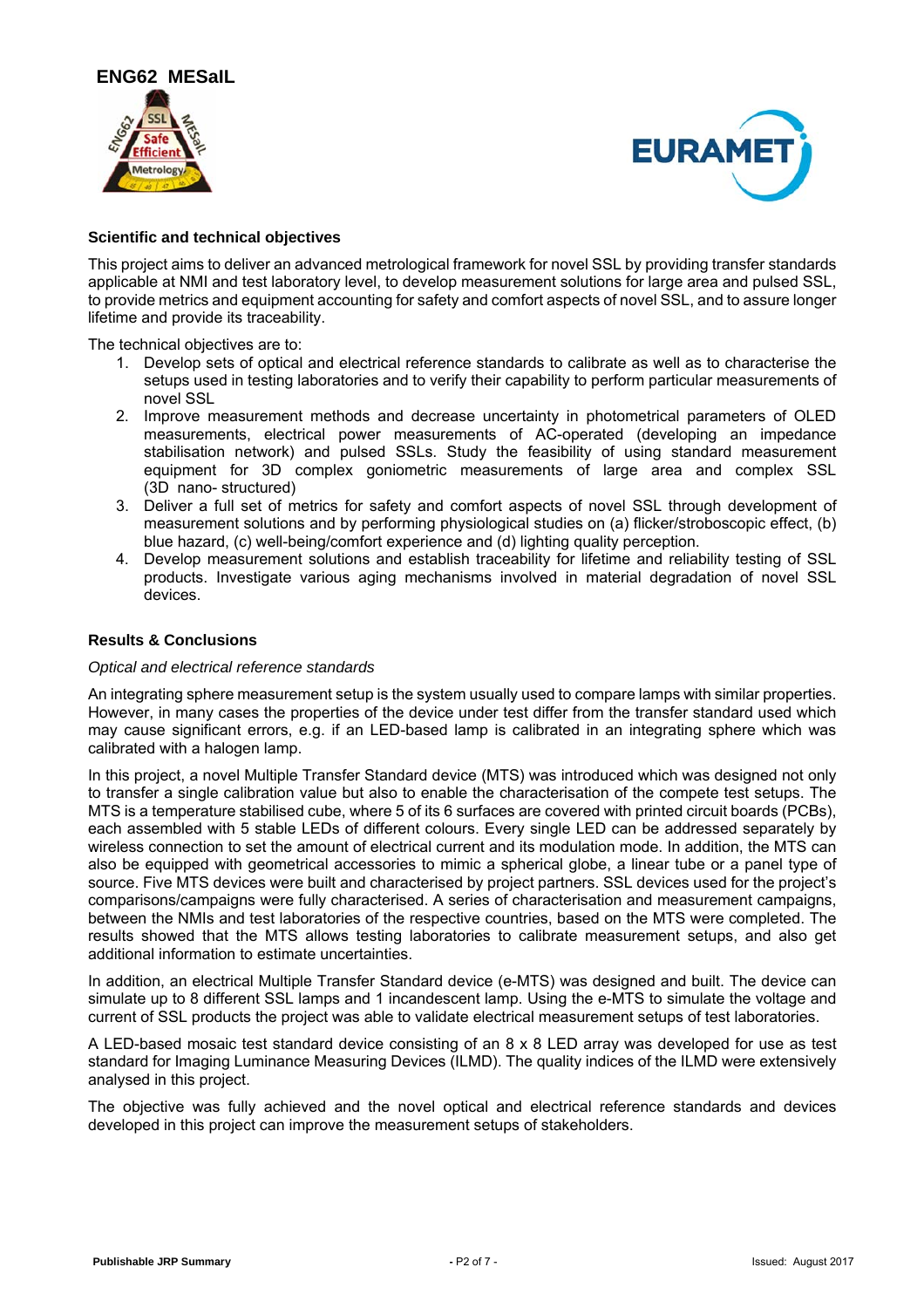### Scientific and technical objectives

This project aims to deliver an advanced metrological framework for novel SSL by providing transfer standards applicable at NMI and test laboratory level, to develop measurement solutions for large area and pulsed SSL, to provide metrics and equipment accounting for safety and comfort aspects of novel SSL, and to assure longer lifetime and provide its traceability.

The technical objectives are to:

1. Develop sets of optical and electrical reference standards to calibrate as well as to characterise the setups used in testing laboratories and to verify their capability to perform particular measurements of novel SSL
2. Improve measurement methods and decrease uncertainty in photometrical parameters of OLED measurements, electrical power measurements of AC-operated (developing an impedance stabilisation network) and pulsed SSLs. Study the feasibility of using standard measurement equipment for 3D complex goniometric measurements of large area and complex SSL (3D nano- structured)
3. Deliver a full set of metrics for safety and comfort aspects of novel SSL through development of measurement solutions and by performing physiological studies on (a) flicker/stroboscopic effect, (b) blue hazard, (c) well-being/comfort experience and (d) lighting quality perception.
4. Develop measurement solutions and establish traceability for lifetime and reliability testing of SSL products. Investigate various aging mechanisms involved in material degradation of novel SSL devices.

### Results & Conclusions

*Optical and electrical reference standards*

An integrating sphere measurement setup is the system usually used to compare lamps with similar properties. However, in many cases the properties of the device under test differ from the transfer standard used which may cause significant errors, e.g. if an LED-based lamp is calibrated in an integrating sphere which was calibrated with a halogen lamp.

In this project, a novel Multiple Transfer Standard device (MTS) was introduced which was designed not only to transfer a single calibration value but also to enable the characterisation of the compete test setups. The MTS is a temperature stabilised cube, where 5 of its 6 surfaces are covered with printed circuit boards (PCBs), each assembled with 5 stable LEDs of different colours. Every single LED can be addressed separately by wireless connection to set the amount of electrical current and its modulation mode. In addition, the MTS can also be equipped with geometrical accessories to mimic a spherical globe, a linear tube or a panel type of source. Five MTS devices were built and characterised by project partners. SSL devices used for the project's comparisons/campaigns were fully characterised. A series of characterisation and measurement campaigns, between the NMIs and test laboratories of the respective countries, based on the MTS were completed. The results showed that the MTS allows testing laboratories to calibrate measurement setups, and also get additional information to estimate uncertainties.

In addition, an electrical Multiple Transfer Standard device (e-MTS) was designed and built. The device can simulate up to 8 different SSL lamps and 1 incandescent lamp. Using the e-MTS to simulate the voltage and current of SSL products the project was able to validate electrical measurement setups of test laboratories.

A LED-based mosaic test standard device consisting of an 8 x 8 LED array was developed for use as test standard for Imaging Luminance Measuring Devices (ILMD). The quality indices of the ILMD were extensively analysed in this project.

The objective was fully achieved and the novel optical and electrical reference standards and devices developed in this project can improve the measurement setups of stakeholders.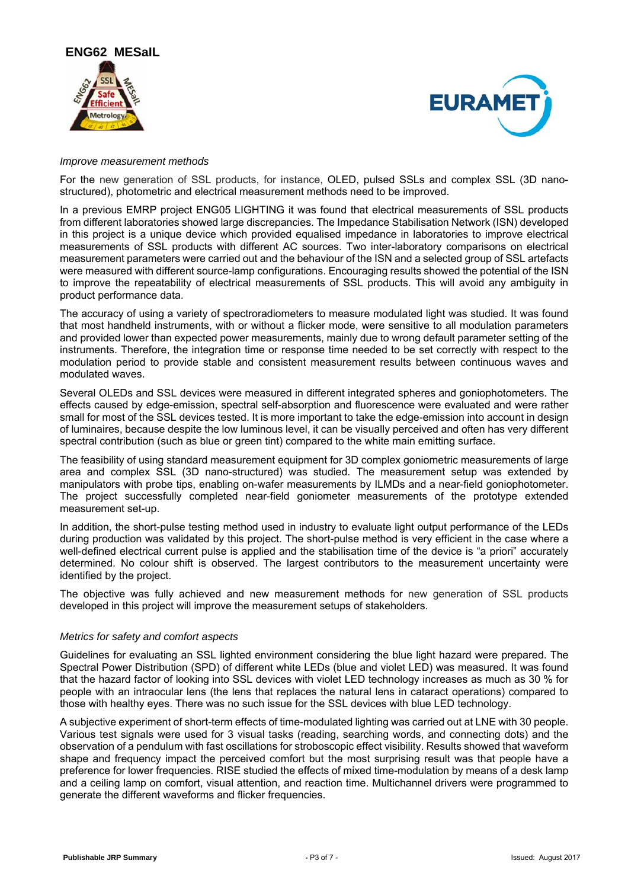*Improve measurement methods*

For the new generation of SSL products, for instance, OLED, pulsed SSLs and complex SSL (3D nano-structured), photometric and electrical measurement methods need to be improved.

In a previous EMRP project ENG05 LIGHTING it was found that electrical measurements of SSL products from different laboratories showed large discrepancies. The Impedance Stabilisation Network (ISN) developed in this project is a unique device which provided equalised impedance in laboratories to improve electrical measurements of SSL products with different AC sources. Two inter-laboratory comparisons on electrical measurement parameters were carried out and the behaviour of the ISN and a selected group of SSL artefacts were measured with different source-lamp configurations. Encouraging results showed the potential of the ISN to improve the repeatability of electrical measurements of SSL products. This will avoid any ambiguity in product performance data.

The accuracy of using a variety of spectroradiometers to measure modulated light was studied. It was found that most handheld instruments, with or without a flicker mode, were sensitive to all modulation parameters and provided lower than expected power measurements, mainly due to wrong default parameter setting of the instruments. Therefore, the integration time or response time needed to be set correctly with respect to the modulation period to provide stable and consistent measurement results between continuous waves and modulated waves.

Several OLEDs and SSL devices were measured in different integrated spheres and goniophotometers. The effects caused by edge-emission, spectral self-absorption and fluorescence were evaluated and were rather small for most of the SSL devices tested. It is more important to take the edge-emission into account in design of luminaires, because despite the low luminous level, it can be visually perceived and often has very different spectral contribution (such as blue or green tint) compared to the white main emitting surface.

The feasibility of using standard measurement equipment for 3D complex goniometric measurements of large area and complex SSL (3D nano-structured) was studied. The measurement setup was extended by manipulators with probe tips, enabling on-wafer measurements by ILMDs and a near-field goniophotometer. The project successfully completed near-field goniometer measurements of the prototype extended measurement set-up.

In addition, the short-pulse testing method used in industry to evaluate light output performance of the LEDs during production was validated by this project. The short-pulse method is very efficient in the case where a well-defined electrical current pulse is applied and the stabilisation time of the device is "a priori" accurately determined. No colour shift is observed. The largest contributors to the measurement uncertainty were identified by the project.

The objective was fully achieved and new measurement methods for new generation of SSL products developed in this project will improve the measurement setups of stakeholders.

*Metrics for safety and comfort aspects*

Guidelines for evaluating an SSL lighted environment considering the blue light hazard were prepared. The Spectral Power Distribution (SPD) of different white LEDs (blue and violet LED) was measured. It was found that the hazard factor of looking into SSL devices with violet LED technology increases as much as 30 % for people with an intraocular lens (the lens that replaces the natural lens in cataract operations) compared to those with healthy eyes. There was no such issue for the SSL devices with blue LED technology.

A subjective experiment of short-term effects of time-modulated lighting was carried out at LNE with 30 people. Various test signals were used for 3 visual tasks (reading, searching words, and connecting dots) and the observation of a pendulum with fast oscillations for stroboscopic effect visibility. Results showed that waveform shape and frequency impact the perceived comfort but the most surprising result was that people have a preference for lower frequencies. RISE studied the effects of mixed time-modulation by means of a desk lamp and a ceiling lamp on comfort, visual attention, and reaction time. Multichannel drivers were programmed to generate the different waveforms and flicker frequencies.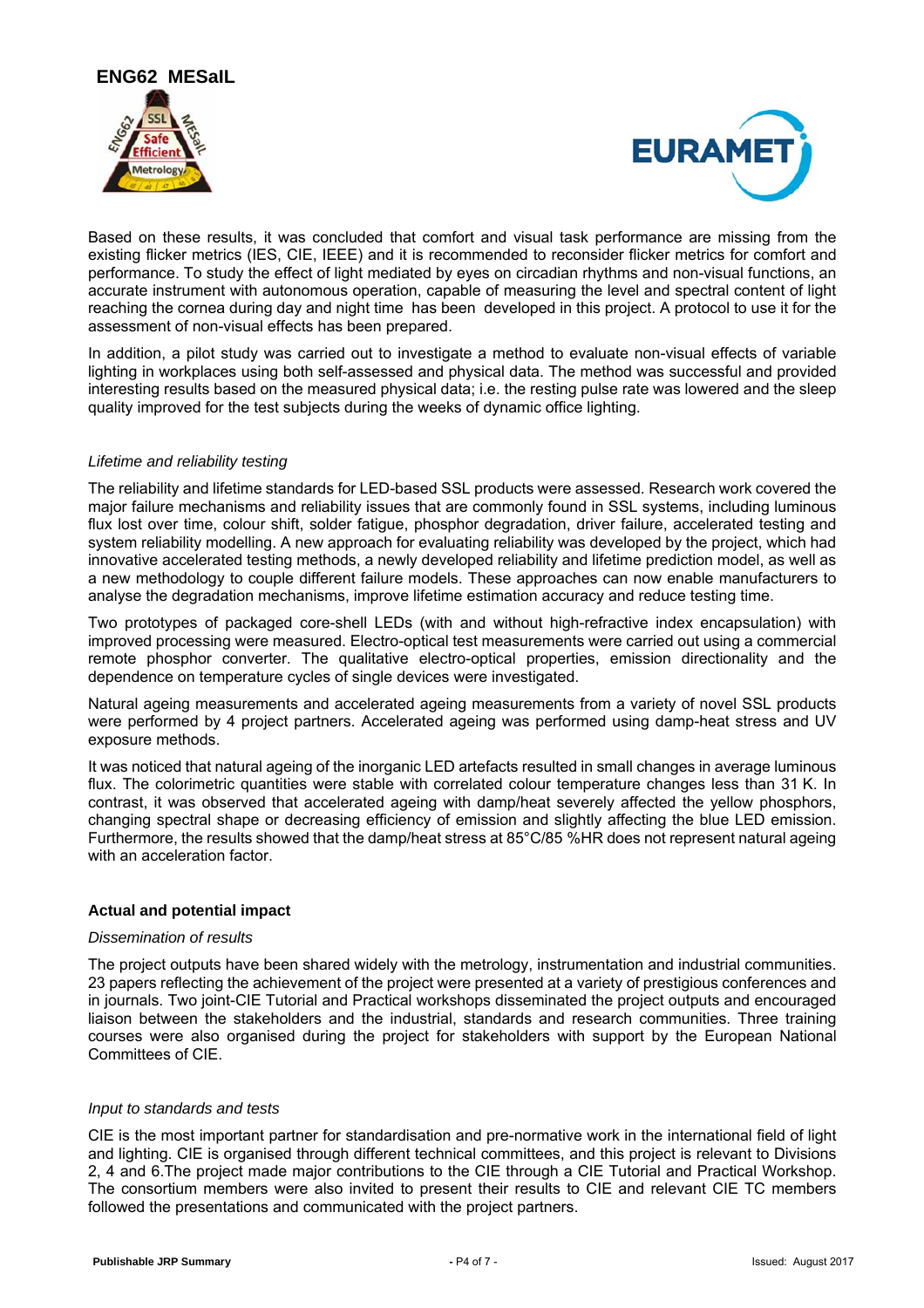Based on these results, it was concluded that comfort and visual task performance are missing from the existing flicker metrics (IES, CIE, IEEE) and it is recommended to reconsider flicker metrics for comfort and performance. To study the effect of light mediated by eyes on circadian rhythms and non-visual functions, an accurate instrument with autonomous operation, capable of measuring the level and spectral content of light reaching the cornea during day and night time has been developed in this project. A protocol to use it for the assessment of non-visual effects has been prepared.

In addition, a pilot study was carried out to investigate a method to evaluate non-visual effects of variable lighting in workplaces using both self-assessed and physical data. The method was successful and provided interesting results based on the measured physical data; i.e. the resting pulse rate was lowered and the sleep quality improved for the test subjects during the weeks of dynamic office lighting.

*Lifetime and reliability testing*

The reliability and lifetime standards for LED-based SSL products were assessed. Research work covered the major failure mechanisms and reliability issues that are commonly found in SSL systems, including luminous flux lost over time, colour shift, solder fatigue, phosphor degradation, driver failure, accelerated testing and system reliability modelling. A new approach for evaluating reliability was developed by the project, which had innovative accelerated testing methods, a newly developed reliability and lifetime prediction model, as well as a new methodology to couple different failure models. These approaches can now enable manufacturers to analyse the degradation mechanisms, improve lifetime estimation accuracy and reduce testing time.

Two prototypes of packaged core-shell LEDs (with and without high-refractive index encapsulation) with improved processing were measured. Electro-optical test measurements were carried out using a commercial remote phosphor converter. The qualitative electro-optical properties, emission directionality and the dependence on temperature cycles of single devices were investigated.

Natural ageing measurements and accelerated ageing measurements from a variety of novel SSL products were performed by 4 project partners. Accelerated ageing was performed using damp-heat stress and UV exposure methods.

It was noticed that natural ageing of the inorganic LED artefacts resulted in small changes in average luminous flux. The colorimetric quantities were stable with correlated colour temperature changes less than 31 K. In contrast, it was observed that accelerated ageing with damp/heat severely affected the yellow phosphors, changing spectral shape or decreasing efficiency of emission and slightly affecting the blue LED emission. Furthermore, the results showed that the damp/heat stress at 85°C/85 %HR does not represent natural ageing with an acceleration factor.

## Actual and potential impact

*Dissemination of results*

The project outputs have been shared widely with the metrology, instrumentation and industrial communities. 23 papers reflecting the achievement of the project were presented at a variety of prestigious conferences and in journals. Two joint-CIE Tutorial and Practical workshops disseminated the project outputs and encouraged liaison between the stakeholders and the industrial, standards and research communities. Three training courses were also organised during the project for stakeholders with support by the European National Committees of CIE.

*Input to standards and tests*

CIE is the most important partner for standardisation and pre-normative work in the international field of light and lighting. CIE is organised through different technical committees, and this project is relevant to Divisions 2, 4 and 6.The project made major contributions to the CIE through a CIE Tutorial and Practical Workshop. The consortium members were also invited to present their results to CIE and relevant CIE TC members followed the presentations and communicated with the project partners.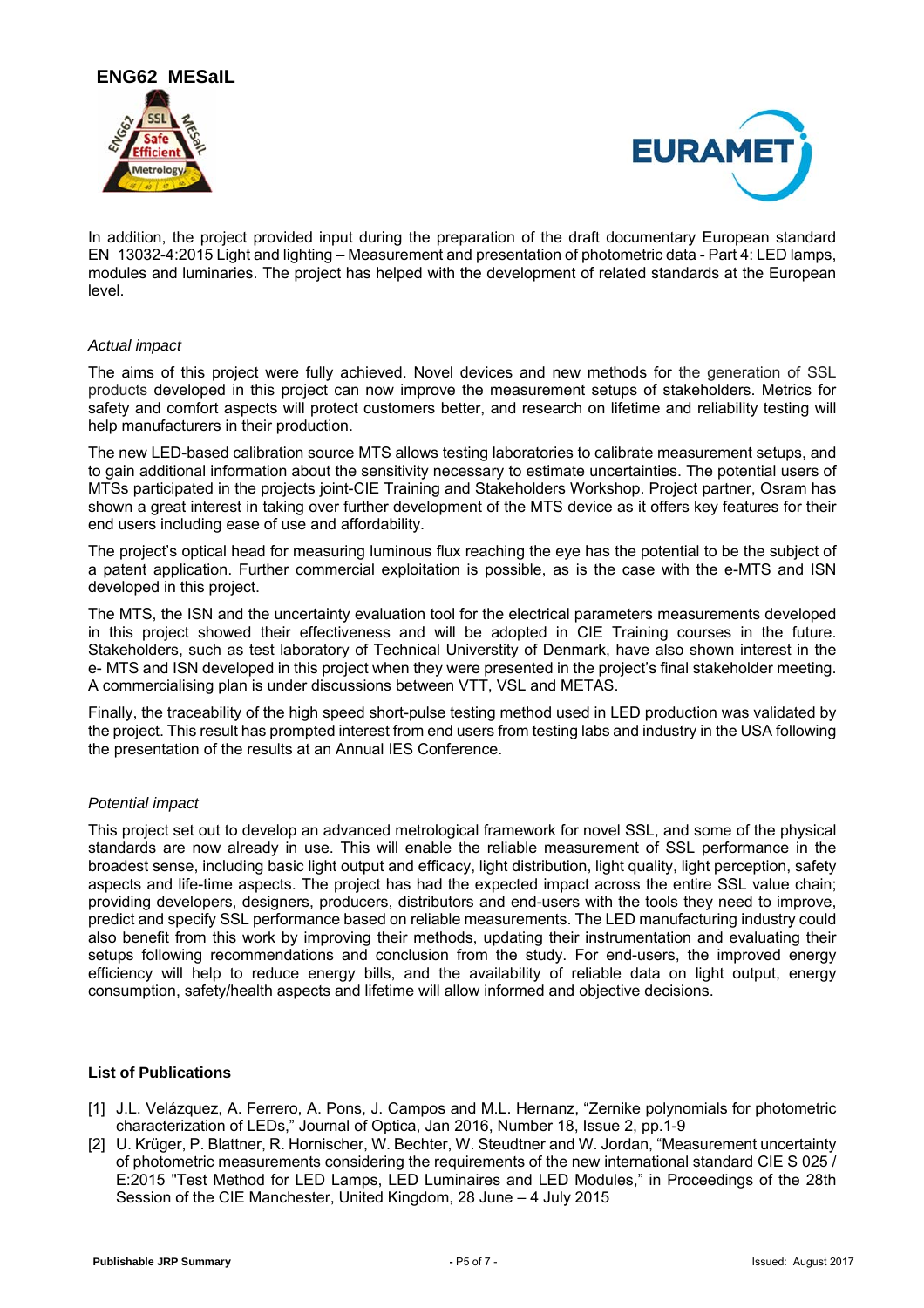In addition, the project provided input during the preparation of the draft documentary European standard EN 13032-4:2015 Light and lighting – Measurement and presentation of photometric data - Part 4: LED lamps, modules and luminaries. The project has helped with the development of related standards at the European level.

*Actual impact*

The aims of this project were fully achieved. Novel devices and new methods for the generation of SSL products developed in this project can now improve the measurement setups of stakeholders. Metrics for safety and comfort aspects will protect customers better, and research on lifetime and reliability testing will help manufacturers in their production.

The new LED-based calibration source MTS allows testing laboratories to calibrate measurement setups, and to gain additional information about the sensitivity necessary to estimate uncertainties. The potential users of MTSs participated in the projects joint-CIE Training and Stakeholders Workshop. Project partner, Osram has shown a great interest in taking over further development of the MTS device as it offers key features for their end users including ease of use and affordability.

The project's optical head for measuring luminous flux reaching the eye has the potential to be the subject of a patent application. Further commercial exploitation is possible, as is the case with the e-MTS and ISN developed in this project.

The MTS, the ISN and the uncertainty evaluation tool for the electrical parameters measurements developed in this project showed their effectiveness and will be adopted in CIE Training courses in the future. Stakeholders, such as test laboratory of Technical Universtity of Denmark, have also shown interest in the e- MTS and ISN developed in this project when they were presented in the project's final stakeholder meeting. A commercialising plan is under discussions between VTT, VSL and METAS.

Finally, the traceability of the high speed short-pulse testing method used in LED production was validated by the project. This result has prompted interest from end users from testing labs and industry in the USA following the presentation of the results at an Annual IES Conference.

*Potential impact*

This project set out to develop an advanced metrological framework for novel SSL, and some of the physical standards are now already in use. This will enable the reliable measurement of SSL performance in the broadest sense, including basic light output and efficacy, light distribution, light quality, light perception, safety aspects and life-time aspects. The project has had the expected impact across the entire SSL value chain; providing developers, designers, producers, distributors and end-users with the tools they need to improve, predict and specify SSL performance based on reliable measurements. The LED manufacturing industry could also benefit from this work by improving their methods, updating their instrumentation and evaluating their setups following recommendations and conclusion from the study. For end-users, the improved energy efficiency will help to reduce energy bills, and the availability of reliable data on light output, energy consumption, safety/health aspects and lifetime will allow informed and objective decisions.

**List of Publications**

[1] J.L. Velázquez, A. Ferrero, A. Pons, J. Campos and M.L. Hernanz, "Zernike polynomials for photometric characterization of LEDs," Journal of Optica, Jan 2016, Number 18, Issue 2, pp.1-9

[2] U. Krüger, P. Blattner, R. Hornischer, W. Bechter, W. Steudtner and W. Jordan, "Measurement uncertainty of photometric measurements considering the requirements of the new international standard CIE S 025 / E:2015 "Test Method for LED Lamps, LED Luminaires and LED Modules," in Proceedings of the 28th Session of the CIE Manchester, United Kingdom, 28 June – 4 July 2015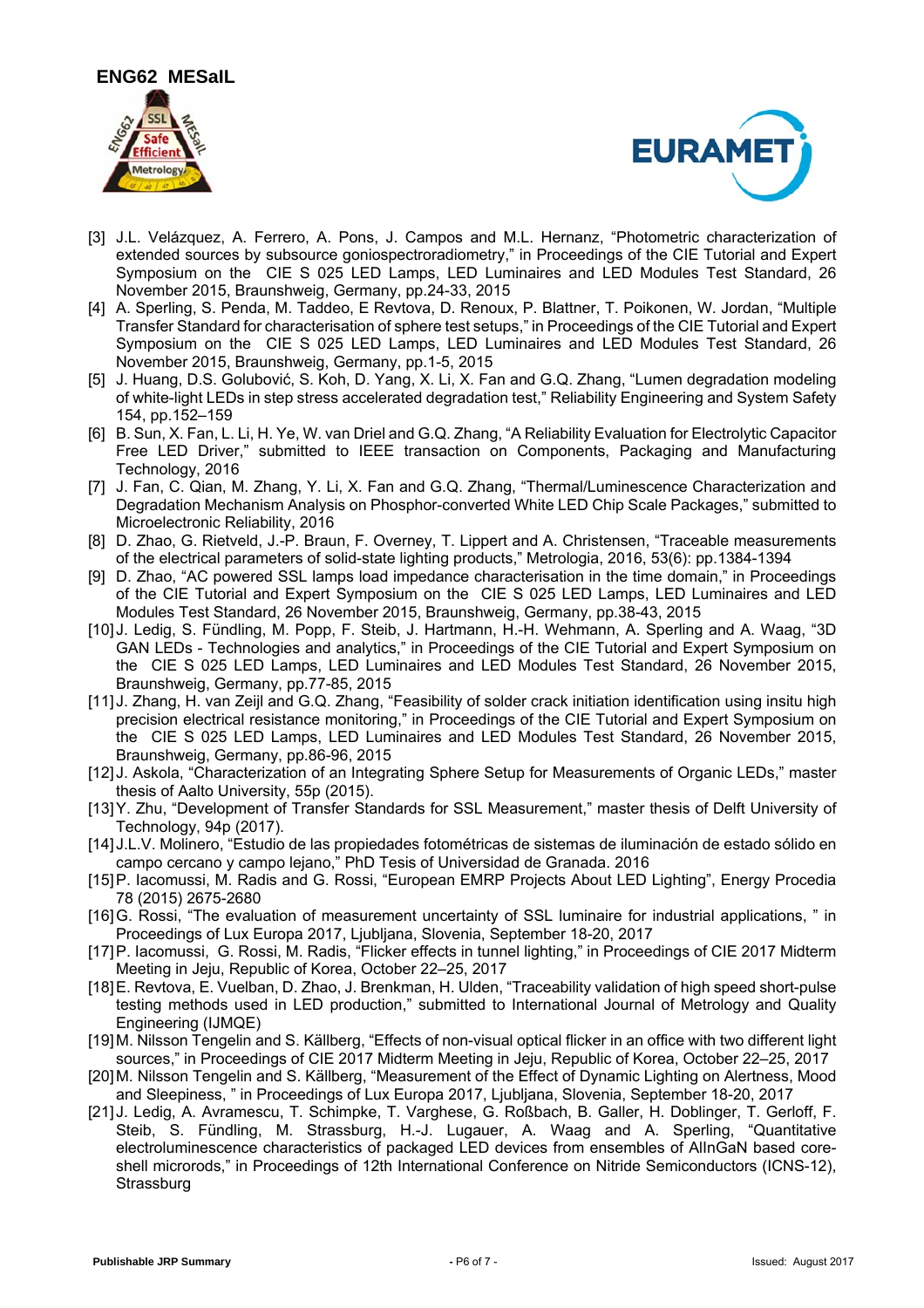[3] J.L. Velázquez, A. Ferrero, A. Pons, J. Campos and M.L. Hernanz, "Photometric characterization of extended sources by subsource goniospectroradiometry," in Proceedings of the CIE Tutorial and Expert Symposium on the CIE S 025 LED Lamps, LED Luminaires and LED Modules Test Standard, 26 November 2015, Braunshweig, Germany, pp.24-33, 2015

[4] A. Sperling, S. Penda, M. Taddeo, E Revtova, D. Renoux, P. Blattner, T. Poikonen, W. Jordan, "Multiple Transfer Standard for characterisation of sphere test setups," in Proceedings of the CIE Tutorial and Expert Symposium on the CIE S 025 LED Lamps, LED Luminaires and LED Modules Test Standard, 26 November 2015, Braunshweig, Germany, pp.1-5, 2015

[5] J. Huang, D.S. Golubović, S. Koh, D. Yang, X. Li, X. Fan and G.Q. Zhang, "Lumen degradation modeling of white-light LEDs in step stress accelerated degradation test," Reliability Engineering and System Safety 154, pp.152–159

[6] B. Sun, X. Fan, L. Li, H. Ye, W. van Driel and G.Q. Zhang, "A Reliability Evaluation for Electrolytic Capacitor Free LED Driver," submitted to IEEE transaction on Components, Packaging and Manufacturing Technology, 2016

[7] J. Fan, C. Qian, M. Zhang, Y. Li, X. Fan and G.Q. Zhang, "Thermal/Luminescence Characterization and Degradation Mechanism Analysis on Phosphor-converted White LED Chip Scale Packages," submitted to Microelectronic Reliability, 2016

[8] D. Zhao, G. Rietveld, J.-P. Braun, F. Overney, T. Lippert and A. Christensen, "Traceable measurements of the electrical parameters of solid-state lighting products," Metrologia, 2016, 53(6): pp.1384-1394

[9] D. Zhao, "AC powered SSL lamps load impedance characterisation in the time domain," in Proceedings of the CIE Tutorial and Expert Symposium on the CIE S 025 LED Lamps, LED Luminaires and LED Modules Test Standard, 26 November 2015, Braunshweig, Germany, pp.38-43, 2015

[10] J. Ledig, S. Fündling, M. Popp, F. Steib, J. Hartmann, H.-H. Wehmann, A. Sperling and A. Waag, "3D GAN LEDs - Technologies and analytics," in Proceedings of the CIE Tutorial and Expert Symposium on the CIE S 025 LED Lamps, LED Luminaires and LED Modules Test Standard, 26 November 2015, Braunshweig, Germany, pp.77-85, 2015

[11] J. Zhang, H. van Zeijl and G.Q. Zhang, "Feasibility of solder crack initiation identification using insitu high precision electrical resistance monitoring," in Proceedings of the CIE Tutorial and Expert Symposium on the CIE S 025 LED Lamps, LED Luminaires and LED Modules Test Standard, 26 November 2015, Braunshweig, Germany, pp.86-96, 2015

[12] J. Askola, "Characterization of an Integrating Sphere Setup for Measurements of Organic LEDs," master thesis of Aalto University, 55p (2015).

[13] Y. Zhu, "Development of Transfer Standards for SSL Measurement," master thesis of Delft University of Technology, 94p (2017).

[14] J.L.V. Molinero, "Estudio de las propiedades fotométricas de sistemas de iluminación de estado sólido en campo cercano y campo lejano," PhD Tesis of Universidad de Granada. 2016

[15] P. Iacomussi, M. Radis and G. Rossi, "European EMRP Projects About LED Lighting", Energy Procedia 78 (2015) 2675-2680

[16] G. Rossi, "The evaluation of measurement uncertainty of SSL luminaire for industrial applications, " in Proceedings of Lux Europa 2017, Ljubljana, Slovenia, September 18-20, 2017

[17] P. Iacomussi, G. Rossi, M. Radis, "Flicker effects in tunnel lighting," in Proceedings of CIE 2017 Midterm Meeting in Jeju, Republic of Korea, October 22–25, 2017

[18] E. Revtova, E. Vuelban, D. Zhao, J. Brenkman, H. Ulden, "Traceability validation of high speed short-pulse testing methods used in LED production," submitted to International Journal of Metrology and Quality Engineering (IJMQE)

[19] M. Nilsson Tengelin and S. Källberg, "Effects of non-visual optical flicker in an office with two different light sources," in Proceedings of CIE 2017 Midterm Meeting in Jeju, Republic of Korea, October 22–25, 2017

[20] M. Nilsson Tengelin and S. Källberg, "Measurement of the Effect of Dynamic Lighting on Alertness, Mood and Sleepiness, " in Proceedings of Lux Europa 2017, Ljubljana, Slovenia, September 18-20, 2017

[21] J. Ledig, A. Avramescu, T. Schimpke, T. Varghese, G. Roßbach, B. Galler, H. Doblinger, T. Gerloff, F. Steib, S. Fündling, M. Strassburg, H.-J. Lugauer, A. Waag and A. Sperling, "Quantitative electroluminescence characteristics of packaged LED devices from ensembles of AlInGaN based core-shell microrods," in Proceedings of 12th International Conference on Nitride Semiconductors (ICNS-12), Strassburg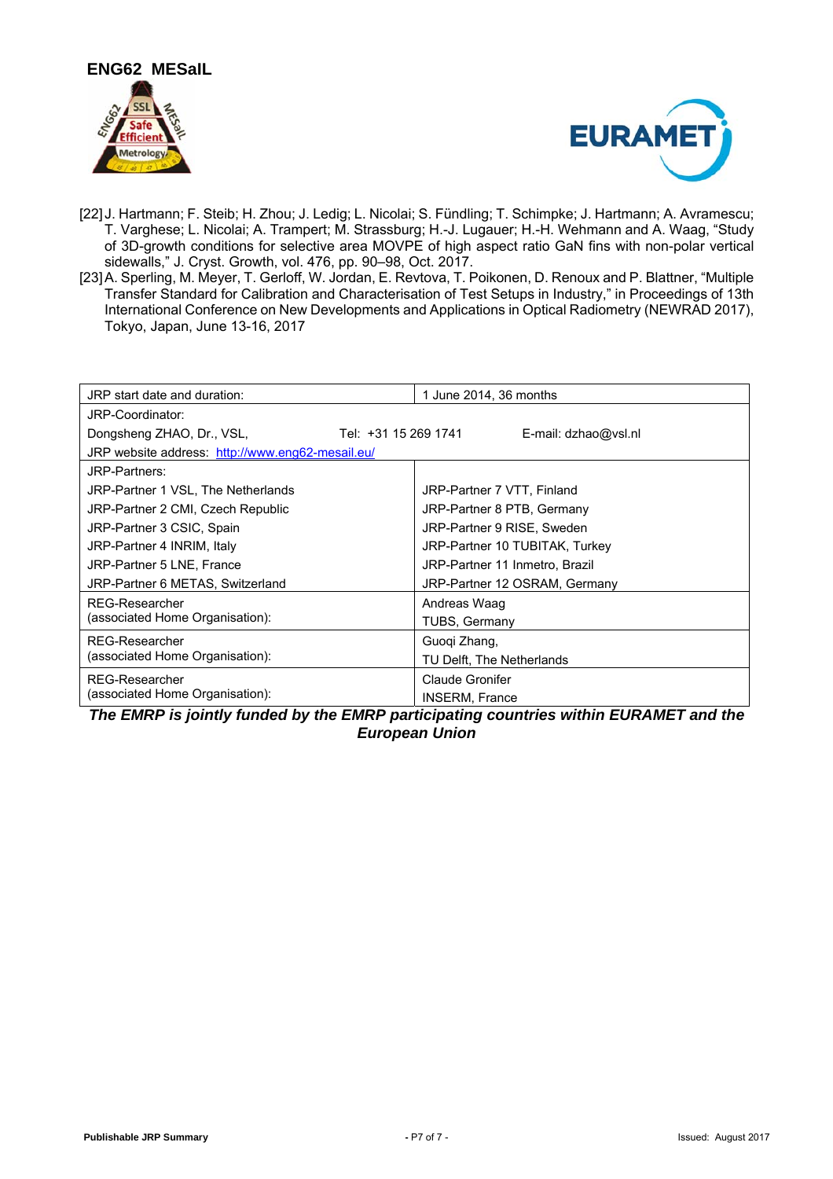[22] J. Hartmann; F. Steib; H. Zhou; J. Ledig; L. Nicolai; S. Fündling; T. Schimpke; J. Hartmann; A. Avramescu; T. Varghese; L. Nicolai; A. Trampert; M. Strassburg; H.-J. Lugauer; H.-H. Wehmann and A. Waag, "Study of 3D-growth conditions for selective area MOVPE of high aspect ratio GaN fins with non-polar vertical sidewalls," J. Cryst. Growth, vol. 476, pp. 90–98, Oct. 2017.

[23] A. Sperling, M. Meyer, T. Gerloff, W. Jordan, E. Revtova, T. Poikonen, D. Renoux and P. Blattner, "Multiple Transfer Standard for Calibration and Characterisation of Test Setups in Industry," in Proceedings of 13th International Conference on New Developments and Applications in Optical Radiometry (NEWRAD 2017), Tokyo, Japan, June 13-16, 2017

| | |
|---|---|
| JRP start date and duration: | 1 June 2014, 36 months |
| JRP-Coordinator:<br>Dongsheng ZHAO, Dr., VSL, Tel: +31 15 269 1741 E-mail: dzhao@vsl.nl<br>JRP website address: http://www.eng62-mesail.eu/ | |
| JRP-Partners: | |
| JRP-Partner 1 VSL, The Netherlands | JRP-Partner 7 VTT, Finland |
| JRP-Partner 2 CMI, Czech Republic | JRP-Partner 8 PTB, Germany |
| JRP-Partner 3 CSIC, Spain | JRP-Partner 9 RISE, Sweden |
| JRP-Partner 4 INRIM, Italy | JRP-Partner 10 TUBITAK, Turkey |
| JRP-Partner 5 LNE, France | JRP-Partner 11 Inmetro, Brazil |
| JRP-Partner 6 METAS, Switzerland | JRP-Partner 12 OSRAM, Germany |
| REG-Researcher<br>(associated Home Organisation): | Andreas Waag<br>TUBS, Germany |
| REG-Researcher<br>(associated Home Organisation): | Guoqi Zhang,<br>TU Delft, The Netherlands |
| REG-Researcher<br>(associated Home Organisation): | Claude Gronifer<br>INSERM, France |

***The EMRP is jointly funded by the EMRP participating countries within EURAMET and the European Union***